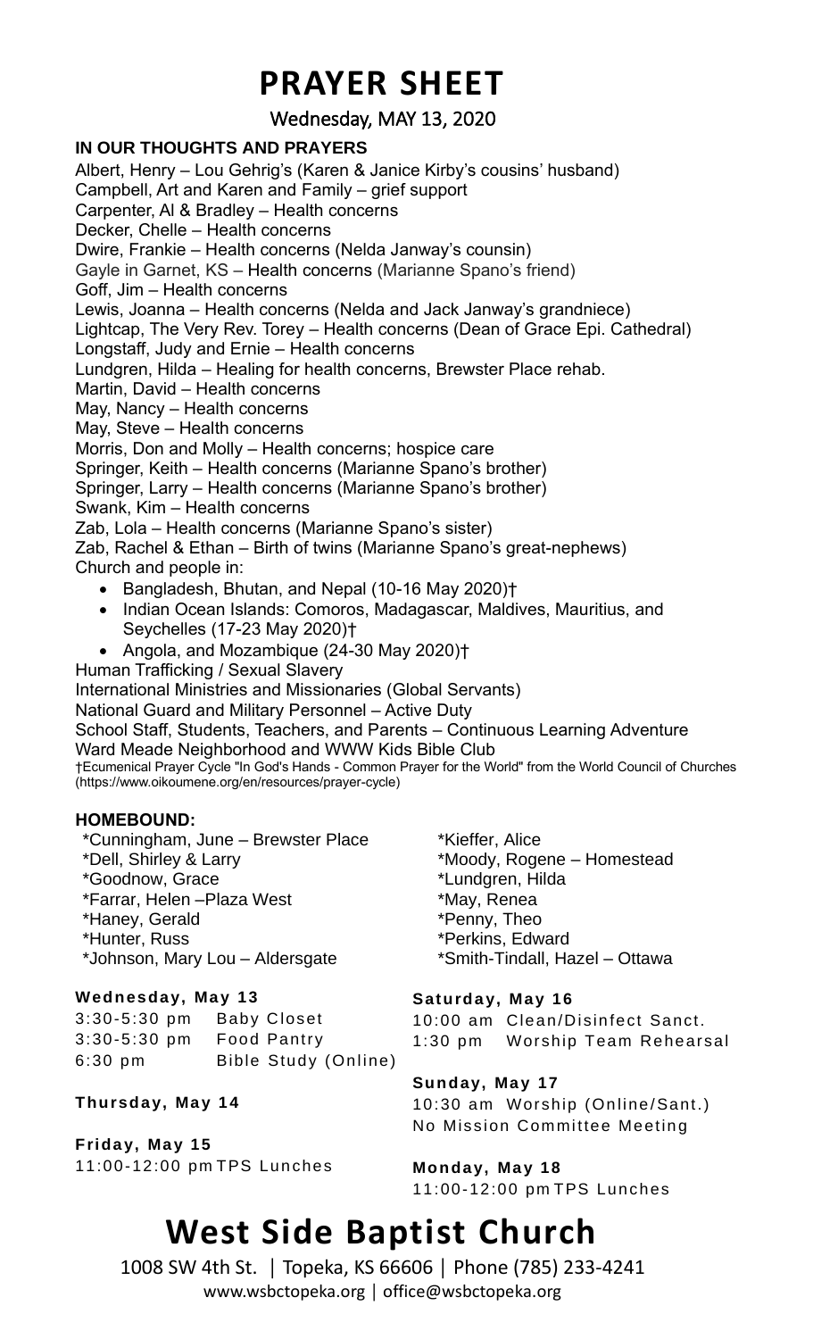# PRAYER SHEET

Wednesday, MAY 13, 2020

**IN OUR THOUGHTS AND PRAYERS**

Albert, Henry – Lou Gehrig's (Karen & Janice Kirby's cousins' husband)
Campbell, Art and Karen and Family – grief support
Carpenter, Al & Bradley – Health concerns
Decker, Chelle – Health concerns
Dwire, Frankie – Health concerns (Nelda Janway's counsin)
Gayle in Garnet, KS – Health concerns (Marianne Spano's friend)
Goff, Jim – Health concerns
Lewis, Joanna – Health concerns (Nelda and Jack Janway's grandniece)
Lightcap, The Very Rev. Torey – Health concerns (Dean of Grace Epi. Cathedral)
Longstaff, Judy and Ernie – Health concerns
Lundgren, Hilda – Healing for health concerns, Brewster Place rehab.
Martin, David – Health concerns
May, Nancy – Health concerns
May, Steve – Health concerns
Morris, Don and Molly – Health concerns; hospice care
Springer, Keith – Health concerns (Marianne Spano's brother)
Springer, Larry – Health concerns (Marianne Spano's brother)
Swank, Kim – Health concerns
Zab, Lola – Health concerns (Marianne Spano's sister)
Zab, Rachel & Ethan – Birth of twins (Marianne Spano's great-nephews)
Church and people in:

- Bangladesh, Bhutan, and Nepal (10-16 May 2020)†
- Indian Ocean Islands: Comoros, Madagascar, Maldives, Mauritius, and Seychelles (17-23 May 2020)†
- Angola, and Mozambique (24-30 May 2020)†

Human Trafficking / Sexual Slavery
International Ministries and Missionaries (Global Servants)
National Guard and Military Personnel – Active Duty
School Staff, Students, Teachers, and Parents – Continuous Learning Adventure
Ward Meade Neighborhood and WWW Kids Bible Club

†Ecumenical Prayer Cycle "In God's Hands - Common Prayer for the World" from the World Council of Churches (https://www.oikoumene.org/en/resources/prayer-cycle)

**HOMEBOUND:**

*Cunningham, June – Brewster Place
*Dell, Shirley & Larry
*Goodnow, Grace
*Farrar, Helen –Plaza West
*Haney, Gerald
*Hunter, Russ
*Johnson, Mary Lou – Aldersgate
*Kieffer, Alice
*Moody, Rogene – Homestead
*Lundgren, Hilda
*May, Renea
*Penny, Theo
*Perkins, Edward
*Smith-Tindall, Hazel – Ottawa

**Wednesday, May 13**

3:30-5:30 pm Baby Closet
3:30-5:30 pm Food Pantry
6:30 pm Bible Study (Online)

**Thursday, May 14**

**Friday, May 15**

11:00-12:00 pm TPS Lunches

**Saturday, May 16**

10:00 am Clean/Disinfect Sanct.
1:30 pm Worship Team Rehearsal

**Sunday, May 17**

10:30 am Worship (Online/Sant.)
No Mission Committee Meeting

**Monday, May 18**

11:00-12:00 pm TPS Lunches

# West Side Baptist Church

1008 SW 4th St. | Topeka, KS 66606 | Phone (785) 233-4241
www.wsbctopeka.org | office@wsbctopeka.org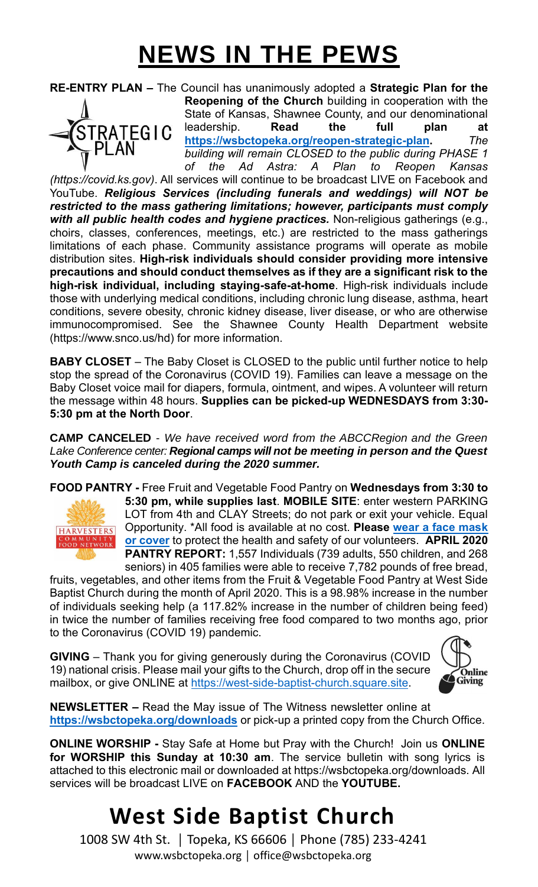# NEWS IN THE PEWS

**RE-ENTRY PLAN –** The Council has unanimously adopted a **Strategic Plan for the Reopening of the Church** building in cooperation with the State of Kansas, Shawnee County, and our denominational leadership. **Read the full plan at https://wsbctopeka.org/reopen-strategic-plan.** *The building will remain CLOSED to the public during PHASE 1 of the Ad Astra: A Plan to Reopen Kansas (https://covid.ks.gov)*. All services will continue to be broadcast LIVE on Facebook and YouTube. ***Religious Services (including funerals and weddings) will NOT be restricted to the mass gathering limitations; however, participants must comply with all public health codes and hygiene practices.*** Non-religious gatherings (e.g., choirs, classes, conferences, meetings, etc.) are restricted to the mass gatherings limitations of each phase. Community assistance programs will operate as mobile distribution sites. **High-risk individuals should consider providing more intensive precautions and should conduct themselves as if they are a significant risk to the high-risk individual, including staying-safe-at-home**. High-risk individuals include those with underlying medical conditions, including chronic lung disease, asthma, heart conditions, severe obesity, chronic kidney disease, liver disease, or who are otherwise immunocompromised. See the Shawnee County Health Department website (https://www.snco.us/hd) for more information.

**BABY CLOSET** – The Baby Closet is CLOSED to the public until further notice to help stop the spread of the Coronavirus (COVID 19). Families can leave a message on the Baby Closet voice mail for diapers, formula, ointment, and wipes. A volunteer will return the message within 48 hours. **Supplies can be picked-up WEDNESDAYS from 3:30-5:30 pm at the North Door**.

**CAMP CANCELED** - *We have received word from the ABCCRegion and the Green Lake Conference center:* ***Regional camps will not be meeting in person and the Quest Youth Camp is canceled during the 2020 summer.***

**FOOD PANTRY -** Free Fruit and Vegetable Food Pantry on **Wednesdays from 3:30 to 5:30 pm, while supplies last**. **MOBILE SITE**: enter western PARKING LOT from 4th and CLAY Streets; do not park or exit your vehicle. Equal Opportunity. \*All food is available at no cost. **Please wear a face mask or cover** to protect the health and safety of our volunteers. **APRIL 2020 PANTRY REPORT:** 1,557 Individuals (739 adults, 550 children, and 268 seniors) in 405 families were able to receive 7,782 pounds of free bread, fruits, vegetables, and other items from the Fruit & Vegetable Food Pantry at West Side Baptist Church during the month of April 2020. This is a 98.98% increase in the number of individuals seeking help (a 117.82% increase in the number of children being feed) in twice the number of families receiving free food compared to two months ago, prior to the Coronavirus (COVID 19) pandemic.

**GIVING** – Thank you for giving generously during the Coronavirus (COVID 19) national crisis. Please mail your gifts to the Church, drop off in the secure mailbox, or give ONLINE at https://west-side-baptist-church.square.site.

**NEWSLETTER –** Read the May issue of The Witness newsletter online at **https://wsbctopeka.org/downloads** or pick-up a printed copy from the Church Office.

**ONLINE WORSHIP -** Stay Safe at Home but Pray with the Church! Join us **ONLINE for WORSHIP this Sunday at 10:30 am**. The service bulletin with song lyrics is attached to this electronic mail or downloaded at https://wsbctopeka.org/downloads. All services will be broadcast LIVE on **FACEBOOK** AND the **YOUTUBE.**

# West Side Baptist Church

1008 SW 4th St. | Topeka, KS 66606 | Phone (785) 233-4241
www.wsbctopeka.org | office@wsbctopeka.org